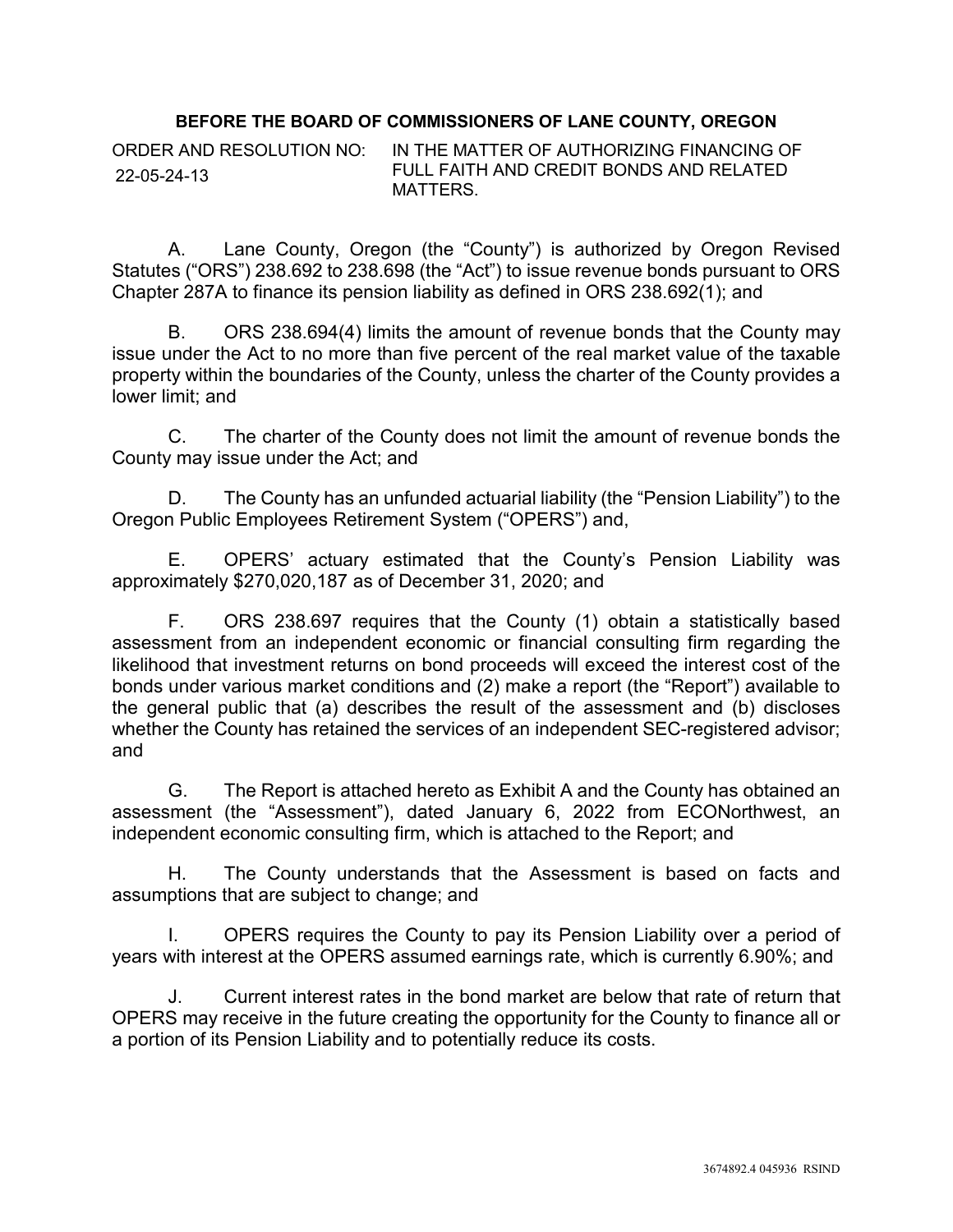**BEFORE THE BOARD OF COMMISSIONERS OF LANE COUNTY, OREGON**

ORDER AND RESOLUTION NO: 22-05-24-13

IN THE MATTER OF AUTHORIZING FINANCING OF FULL FAITH AND CREDIT BONDS AND RELATED MATTERS.

A. Lane County, Oregon (the "County") is authorized by Oregon Revised Statutes ("ORS") 238.692 to 238.698 (the "Act") to issue revenue bonds pursuant to ORS Chapter 287A to finance its pension liability as defined in ORS 238.692(1); and

B. ORS 238.694(4) limits the amount of revenue bonds that the County may issue under the Act to no more than five percent of the real market value of the taxable property within the boundaries of the County, unless the charter of the County provides a lower limit; and

C. The charter of the County does not limit the amount of revenue bonds the County may issue under the Act; and

D. The County has an unfunded actuarial liability (the "Pension Liability") to the Oregon Public Employees Retirement System ("OPERS") and,

E. OPERS' actuary estimated that the County's Pension Liability was approximately $270,020,187 as of December 31, 2020; and

F. ORS 238.697 requires that the County (1) obtain a statistically based assessment from an independent economic or financial consulting firm regarding the likelihood that investment returns on bond proceeds will exceed the interest cost of the bonds under various market conditions and (2) make a report (the "Report") available to the general public that (a) describes the result of the assessment and (b) discloses whether the County has retained the services of an independent SEC-registered advisor; and

G. The Report is attached hereto as Exhibit A and the County has obtained an assessment (the "Assessment"), dated January 6, 2022 from ECONorthwest, an independent economic consulting firm, which is attached to the Report; and

H. The County understands that the Assessment is based on facts and assumptions that are subject to change; and

I. OPERS requires the County to pay its Pension Liability over a period of years with interest at the OPERS assumed earnings rate, which is currently 6.90%; and

J. Current interest rates in the bond market are below that rate of return that OPERS may receive in the future creating the opportunity for the County to finance all or a portion of its Pension Liability and to potentially reduce its costs.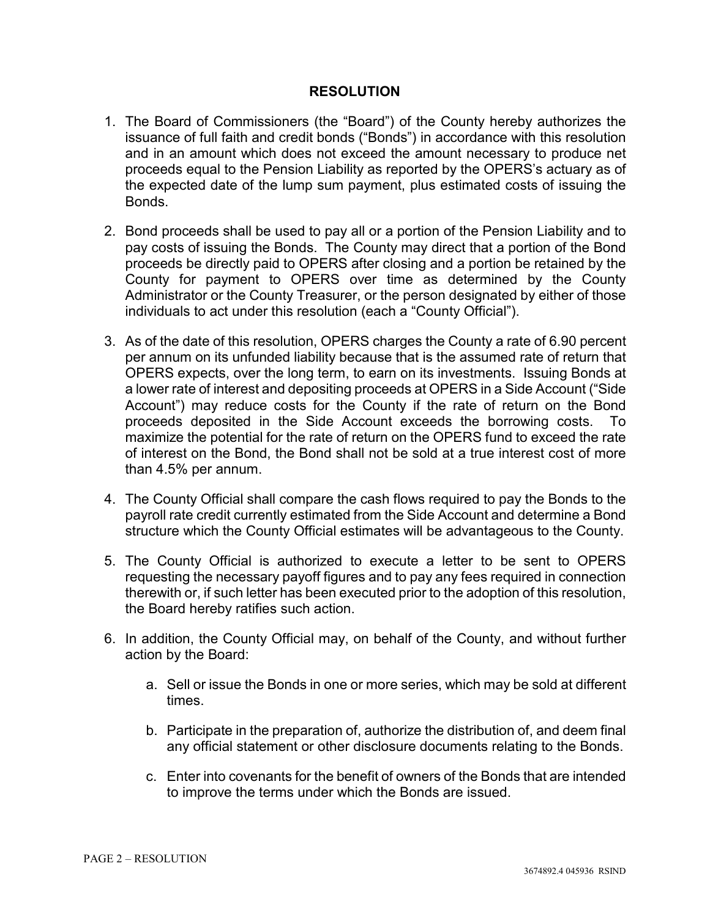## RESOLUTION

1. The Board of Commissioners (the "Board") of the County hereby authorizes the issuance of full faith and credit bonds ("Bonds") in accordance with this resolution and in an amount which does not exceed the amount necessary to produce net proceeds equal to the Pension Liability as reported by the OPERS's actuary as of the expected date of the lump sum payment, plus estimated costs of issuing the Bonds.

2. Bond proceeds shall be used to pay all or a portion of the Pension Liability and to pay costs of issuing the Bonds. The County may direct that a portion of the Bond proceeds be directly paid to OPERS after closing and a portion be retained by the County for payment to OPERS over time as determined by the County Administrator or the County Treasurer, or the person designated by either of those individuals to act under this resolution (each a "County Official").

3. As of the date of this resolution, OPERS charges the County a rate of 6.90 percent per annum on its unfunded liability because that is the assumed rate of return that OPERS expects, over the long term, to earn on its investments. Issuing Bonds at a lower rate of interest and depositing proceeds at OPERS in a Side Account ("Side Account") may reduce costs for the County if the rate of return on the Bond proceeds deposited in the Side Account exceeds the borrowing costs. To maximize the potential for the rate of return on the OPERS fund to exceed the rate of interest on the Bond, the Bond shall not be sold at a true interest cost of more than 4.5% per annum.

4. The County Official shall compare the cash flows required to pay the Bonds to the payroll rate credit currently estimated from the Side Account and determine a Bond structure which the County Official estimates will be advantageous to the County.

5. The County Official is authorized to execute a letter to be sent to OPERS requesting the necessary payoff figures and to pay any fees required in connection therewith or, if such letter has been executed prior to the adoption of this resolution, the Board hereby ratifies such action.

6. In addition, the County Official may, on behalf of the County, and without further action by the Board:

   a. Sell or issue the Bonds in one or more series, which may be sold at different times.

   b. Participate in the preparation of, authorize the distribution of, and deem final any official statement or other disclosure documents relating to the Bonds.

   c. Enter into covenants for the benefit of owners of the Bonds that are intended to improve the terms under which the Bonds are issued.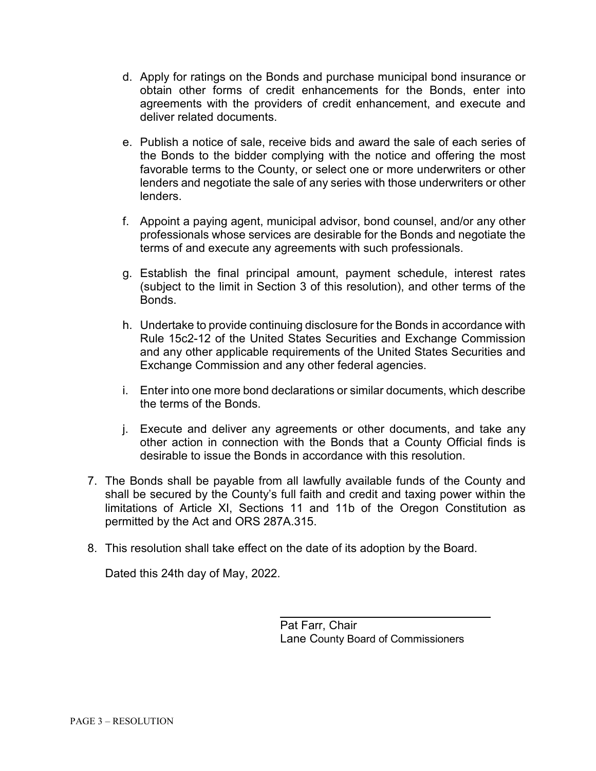d. Apply for ratings on the Bonds and purchase municipal bond insurance or obtain other forms of credit enhancements for the Bonds, enter into agreements with the providers of credit enhancement, and execute and deliver related documents.

e. Publish a notice of sale, receive bids and award the sale of each series of the Bonds to the bidder complying with the notice and offering the most favorable terms to the County, or select one or more underwriters or other lenders and negotiate the sale of any series with those underwriters or other lenders.

f. Appoint a paying agent, municipal advisor, bond counsel, and/or any other professionals whose services are desirable for the Bonds and negotiate the terms of and execute any agreements with such professionals.

g. Establish the final principal amount, payment schedule, interest rates (subject to the limit in Section 3 of this resolution), and other terms of the Bonds.

h. Undertake to provide continuing disclosure for the Bonds in accordance with Rule 15c2-12 of the United States Securities and Exchange Commission and any other applicable requirements of the United States Securities and Exchange Commission and any other federal agencies.

i. Enter into one more bond declarations or similar documents, which describe the terms of the Bonds.

j. Execute and deliver any agreements or other documents, and take any other action in connection with the Bonds that a County Official finds is desirable to issue the Bonds in accordance with this resolution.

7. The Bonds shall be payable from all lawfully available funds of the County and shall be secured by the County's full faith and credit and taxing power within the limitations of Article XI, Sections 11 and 11b of the Oregon Constitution as permitted by the Act and ORS 287A.315.

8. This resolution shall take effect on the date of its adoption by the Board.

Dated this 24th day of May, 2022.

Pat Farr, Chair
Lane County Board of Commissioners